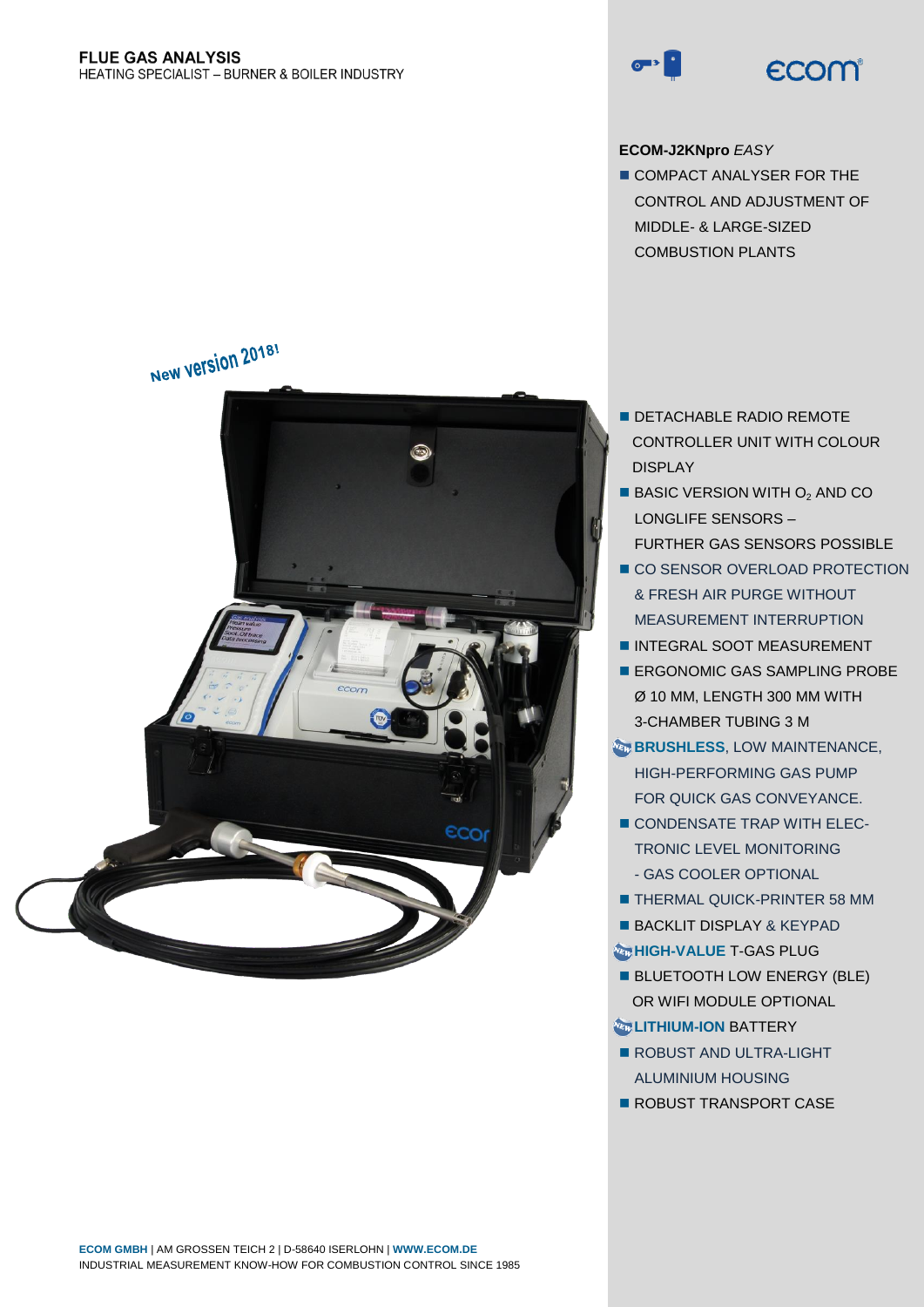**FLUE GAS ANALYSIS**
HEATING SPECIALIST – BURNER & BOILER INDUSTRY

ecom

**ECOM-J2KNpro** *EASY*

- COMPACT ANALYSER FOR THE CONTROL AND ADJUSTMENT OF MIDDLE- & LARGE-SIZED COMBUSTION PLANTS

New version 2018!

- DETACHABLE RADIO REMOTE CONTROLLER UNIT WITH COLOUR DISPLAY
- BASIC VERSION WITH $O_2$ AND CO LONGLIFE SENSORS – FURTHER GAS SENSORS POSSIBLE
- CO SENSOR OVERLOAD PROTECTION & FRESH AIR PURGE WITHOUT MEASUREMENT INTERRUPTION
- INTEGRAL SOOT MEASUREMENT
- ERGONOMIC GAS SAMPLING PROBE Ø 10 MM, LENGTH 300 MM WITH 3-CHAMBER TUBING 3 M
- NEW **BRUSHLESS**, LOW MAINTENANCE, HIGH-PERFORMING GAS PUMP FOR QUICK GAS CONVEYANCE.
- CONDENSATE TRAP WITH ELECTRONIC LEVEL MONITORING - GAS COOLER OPTIONAL
- THERMAL QUICK-PRINTER 58 MM
- BACKLIT DISPLAY & KEYPAD
- NEW **HIGH-VALUE** T-GAS PLUG
- BLUETOOTH LOW ENERGY (BLE) OR WIFI MODULE OPTIONAL
- NEW **LITHIUM-ION** BATTERY
- ROBUST AND ULTRA-LIGHT ALUMINIUM HOUSING
- ROBUST TRANSPORT CASE

**ECOM GMBH** | AM GROSSEN TEICH 2 | D-58640 ISERLOHN | **WWW.ECOM.DE**
INDUSTRIAL MEASUREMENT KNOW-HOW FOR COMBUSTION CONTROL SINCE 1985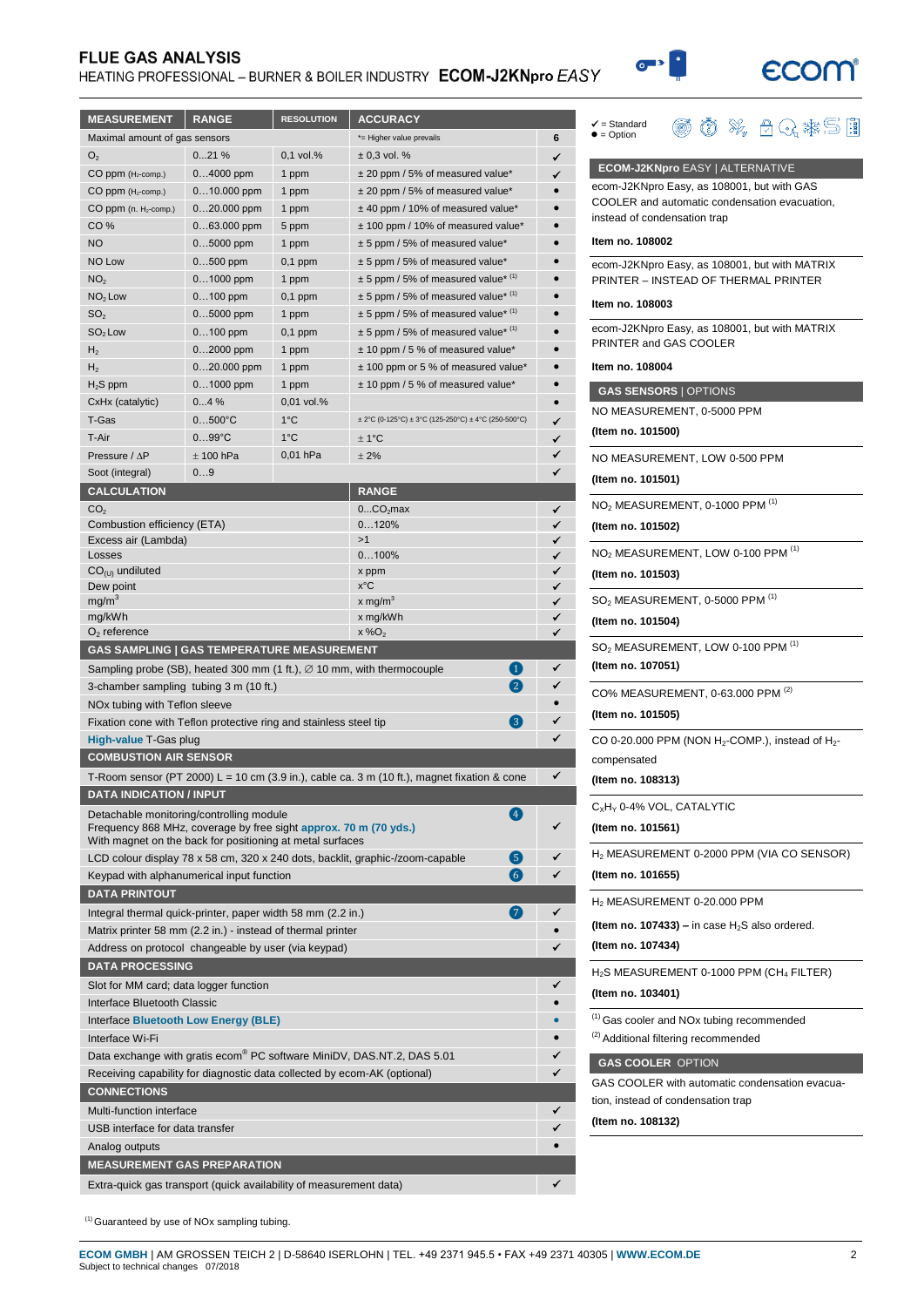# FLUE GAS ANALYSIS

HEATING PROFESSIONAL – BURNER & BOILER INDUSTRY **ECOM-J2KNpro** *EASY*

| MEASUREMENT | RANGE | RESOLUTION | ACCURACY | |
|---|---|---|---|---|
| Maximal amount of gas sensors | | | *= Higher value prevails | 6 |
| $O_2$ | 0…21 % | 0,1 vol.% | ± 0,3 vol. % | ✔ |
| CO ppm ($H_2$-comp.) | 0…4000 ppm | 1 ppm | ± 20 ppm / 5% of measured value* | ✔ |
| CO ppm ($H_2$-comp.) | 0…10.000 ppm | 1 ppm | ± 20 ppm / 5% of measured value* | ● |
| CO ppm (n. $H_2$-comp.) | 0…20.000 ppm | 1 ppm | ± 40 ppm / 10% of measured value* | ● |
| CO % | 0…63.000 ppm | 5 ppm | ± 100 ppm / 10% of measured value* | ● |
| NO | 0…5000 ppm | 1 ppm | ± 5 ppm / 5% of measured value* | ● |
| NO Low | 0…500 ppm | 0,1 ppm | ± 5 ppm / 5% of measured value* | ● |
| $NO_2$ | 0…1000 ppm | 1 ppm | ± 5 ppm / 5% of measured value* [1] | ● |
| $NO_2$ Low | 0…100 ppm | 0,1 ppm | ± 5 ppm / 5% of measured value* [1] | ● |
| $SO_2$ | 0…5000 ppm | 1 ppm | ± 5 ppm / 5% of measured value* [1] | ● |
| $SO_2$ Low | 0…100 ppm | 0,1 ppm | ± 5 ppm / 5% of measured value* [1] | ● |
| $H_2$ | 0…2000 ppm | 1 ppm | ± 10 ppm / 5 % of measured value* | ● |
| $H_2$ | 0…20.000 ppm | 1 ppm | ± 100 ppm or 5 % of measured value* | ● |
| $H_2S$ ppm | 0…1000 ppm | 1 ppm | ± 10 ppm / 5 % of measured value* | ● |
| CxHx (catalytic) | 0…4 % | 0,01 vol.% | | ● |
| T-Gas | 0…500°C | 1°C | ± 2°C (0-125°C) ± 3°C (125-250°C) ± 4°C (250-500°C) | ✔ |
| T-Air | 0…99°C | 1°C | ± 1°C | ✔ |
| Pressure / ΔP | ± 100 hPa | 0,01 hPa | ± 2% | ✔ |
| Soot (integral) | 0…9 | | | ✔ |

| CALCULATION | RANGE | |
|---|---|---|
| $CO_2$ | 0…$CO_2$max | ✔ |
| Combustion efficiency (ETA) | 0…120% | ✔ |
| Excess air (Lambda) | >1 | ✔ |
| Losses | 0…100% | ✔ |
| $CO_{(U)}$ undiluted | x ppm | ✔ |
| Dew point | x°C | ✔ |
| mg/m³ | x mg/m³ | ✔ |
| mg/kWh | x mg/kWh | ✔ |
| $O_2$ reference | x %$O_2$ | ✔ |

| GAS SAMPLING \| GAS TEMPERATURE MEASUREMENT | | |
|---|---|---|
| Sampling probe (SB), heated 300 mm (1 ft.), ∅ 10 mm, with thermocouple | 1 | ✔ |
| 3-chamber sampling tubing 3 m (10 ft.) | 2 | ✔ |
| NOx tubing with Teflon sleeve | | ● |
| Fixation cone with Teflon protective ring and stainless steel tip | 3 | ✔ |
| **High-value** T-Gas plug | | ✔ |
| **COMBUSTION AIR SENSOR** | | |
| T-Room sensor (PT 2000) L = 10 cm (3.9 in.), cable ca. 3 m (10 ft.), magnet fixation & cone | | ✔ |
| **DATA INDICATION / INPUT** | | |
| Detachable monitoring/controlling module<br>Frequency 868 MHz, coverage by free sight **approx. 70 m (70 yds.)**<br>With magnet on the back for positioning at metal surfaces | 4 | ✔ |
| LCD colour display 78 x 58 cm, 320 x 240 dots, backlit, graphic-/zoom-capable | 5 | ✔ |
| Keypad with alphanumerical input function | 6 | ✔ |
| **DATA PRINTOUT** | | |
| Integral thermal quick-printer, paper width 58 mm (2.2 in.) | 7 | ✔ |
| Matrix printer 58 mm (2.2 in.) - instead of thermal printer | | ● |
| Address on protocol changeable by user (via keypad) | | ✔ |
| **DATA PROCESSING** | | |
| Slot for MM card; data logger function | | ✔ |
| Interface Bluetooth Classic | | ● |
| Interface **Bluetooth Low Energy (BLE)** | | ● |
| Interface Wi-Fi | | ● |
| Data exchange with gratis ecom® PC software MiniDV, DAS.NT.2, DAS 5.01 | | ✔ |
| Receiving capability for diagnostic data collected by ecom-AK (optional) | | ✔ |
| **CONNECTIONS** | | |
| Multi-function interface | | ✔ |
| USB interface for data transfer | | ✔ |
| Analog outputs | | ● |
| **MEASUREMENT GAS PREPARATION** | | |
| Extra-quick gas transport (quick availability of measurement data) | | ✔ |

[1] Guaranteed by use of NOx sampling tubing.

✔ = Standard
● = Option

## ECOM-J2KNpro EASY | ALTERNATIVE

ecom-J2KNpro Easy, as 108001, but with GAS COOLER and automatic condensation evacuation, instead of condensation trap

**Item no. 108002**

ecom-J2KNpro Easy, as 108001, but with MATRIX PRINTER – INSTEAD OF THERMAL PRINTER

**Item no. 108003**

ecom-J2KNpro Easy, as 108001, but with MATRIX PRINTER and GAS COOLER

**Item no. 108004**

## GAS SENSORS | OPTIONS

NO MEASUREMENT, 0-5000 PPM

**(Item no. 101500)**

NO MEASUREMENT, LOW 0-500 PPM

**(Item no. 101501)**

$NO_2$ MEASUREMENT, 0-1000 PPM [1]

**(Item no. 101502)**

$NO_2$ MEASUREMENT, LOW 0-100 PPM [1]

**(Item no. 101503)**

$SO_2$ MEASUREMENT, 0-5000 PPM [1]

**(Item no. 101504)**

$SO_2$ MEASUREMENT, LOW 0-100 PPM [1]

**(Item no. 107051)**

CO% MEASUREMENT, 0-63.000 PPM [2]

**(Item no. 101505)**

CO 0-20.000 PPM (NON $H_2$-COMP.), instead of $H_2$-compensated

**(Item no. 108313)**

$C_XH_Y$ 0-4% VOL, CATALYTIC

**(Item no. 101561)**

$H_2$ MEASUREMENT 0-2000 PPM (VIA CO SENSOR)

**(Item no. 101655)**

$H_2$ MEASUREMENT 0-20.000 PPM

**(Item no. 107433) –** in case $H_2S$ also ordered.

**(Item no. 107434)**

$H_2S$ MEASUREMENT 0-1000 PPM ($CH_4$ FILTER)

**(Item no. 103401)**

[1] Gas cooler and NOx tubing recommended
[2] Additional filtering recommended

## GAS COOLER OPTION

GAS COOLER with automatic condensation evacuation, instead of condensation trap

**(Item no. 108132)**

**ECOM GMBH** | AM GROSSEN TEICH 2 | D-58640 ISERLOHN | TEL. +49 2371 945.5 • FAX +49 2371 40305 | **WWW.ECOM.DE**
Subject to technical changes 07/2018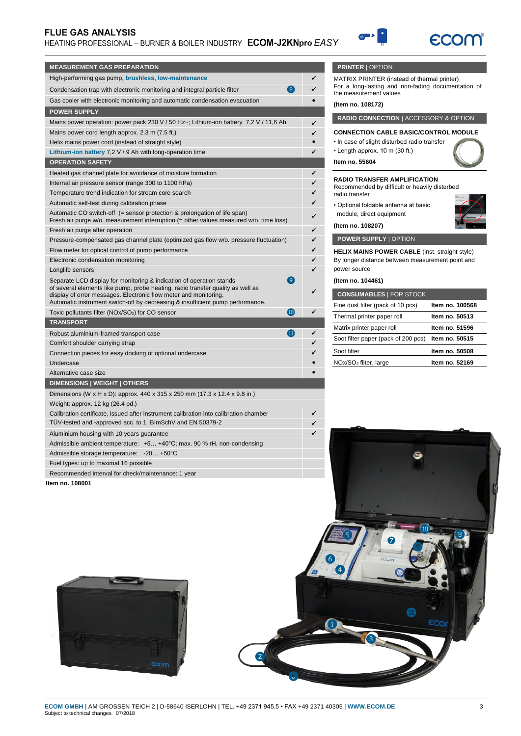# FLUE GAS ANALYSIS

HEATING PROFESSIONAL – BURNER & BOILER INDUSTRY **ECOM-J2KNpro** *EASY*

| MEASUREMENT GAS PREPARATION | | |
|---|---|---|
| High-performing gas pump, **brushless, low-maintenance** | | ✓ |
| Condensation trap with electronic monitoring and integral particle filter | 8 | ✓ |
| Gas cooler with electronic monitoring and automatic condensation evacuation | | • |
| **POWER SUPPLY** | | |
| Mains power operation: power pack 230 V / 50 Hz~; Lithium-ion battery 7,2 V / 11,6 Ah | | ✓ |
| Mains power cord length approx. 2.3 m (7.5 ft.) | | ✓ |
| Helix mains power cord (instead of straight style) | | • |
| **Lithium-ion battery** 7,2 V / 9 Ah with long-operation time | | ✓ |
| **OPERATION SAFETY** | | |
| Heated gas channel plate for avoidance of moisture formation | | ✓ |
| Internal air pressure sensor (range 300 to 1100 hPa) | | ✓ |
| Temperature trend indication for stream core search | | ✓ |
| Automatic self-test during calibration phase | | ✓ |
| Automatic CO switch-off (= sensor protection & prolongation of life span) Fresh air purge w/o. measurement interruption (= other values measured w/o. time loss) | | ✓ |
| Fresh air purge after operation | | ✓ |
| Pressure-compensated gas channel plate (optimized gas flow w/o. pressure fluctuation) | | ✓ |
| Flow meter for optical control of pump performance | | ✓ |
| Electronic condensation monitoring | | ✓ |
| Longlife sensors | | ✓ |
| Separate LCD display for monitoring & indication of operation stands of several elements like pump, probe heating, radio transfer quality as well as display of error messages. Electronic flow meter and monitoring. Automatic instrument switch-off by decreasing & insufficient pump performance. | 9 | ✓ |
| Toxic pollutants filter ($NO_x/SO_2$) for CO sensor | 10 | ✓ |
| **TRANSPORT** | | |
| Robust aluminium-framed transport case | 11 | ✓ |
| Comfort shoulder carrying strap | | ✓ |
| Connection pieces for easy docking of optional undercase | | ✓ |
| Undercase | | • |
| Alternative case size | | • |
| **DIMENSIONS \| WEIGHT \| OTHERS** | | |
| Dimensions (W x H x D): approx. 440 x 315 x 250 mm (17.3 x 12.4 x 9.8 in.) | | |
| Weight: approx. 12 kg (26.4 pd.) | | |
| Calibration certificate, issued after instrument calibration into calibration chamber | | ✓ |
| TÜV-tested and -approved acc. to 1. BImSchV and EN 50379-2 | | ✓ |
| Aluminium housing with 10 years guarantee | | ✓ |
| Admissible ambient temperature: +5… +40°C; max. 90 % rH, non-condensing | | |
| Admissible storage temperature: -20… +50°C | | |
| Fuel types: up to maximal 16 possible | | |
| Recommended interval for check/maintenance: 1 year | | |

**Item no. 108001**

## PRINTER | OPTION

MATRIX PRINTER (instead of thermal printer)
For a long-lasting and non-fading documentation of the measurement values

**(Item no. 108172)**

## RADIO CONNECTION | ACCESSORY & OPTION

**CONNECTION CABLE BASIC/CONTROL MODULE**

- In case of slight disturbed radio transfer
- Length approx. 10 m (30 ft.)

**Item no. 55604**

**RADIO TRANSFER AMPLIFICATION**
Recommended by difficult or heavily disturbed radio transfer

- Optional foldable antenna at basic module, direct equipment

**(Item no. 108207)**

## POWER SUPPLY | OPTION

**HELIX MAINS POWER CABLE** (inst. straight style)
By longer distance between measurement point and power source

**(Item no. 104461)**

## CONSUMABLES | FOR STOCK

| | |
|---|---|
| Fine dust filter (pack of 10 pcs) | **Item no. 100568** |
| Thermal printer paper roll | **Item no. 50513** |
| Matrix printer paper roll | **Item no. 51596** |
| Soot filter paper (pack of 200 pcs) | **Item no. 50515** |
| Soot filter | **Item no. 50508** |
| $NO_x/SO_2$ filter, large | **Item no. 52169** |

**ECOM GMBH** | AM GROSSEN TEICH 2 | D-58640 ISERLOHN | TEL. +49 2371 945.5 • FAX +49 2371 40305 | **WWW.ECOM.DE**
Subject to technical changes 07/2018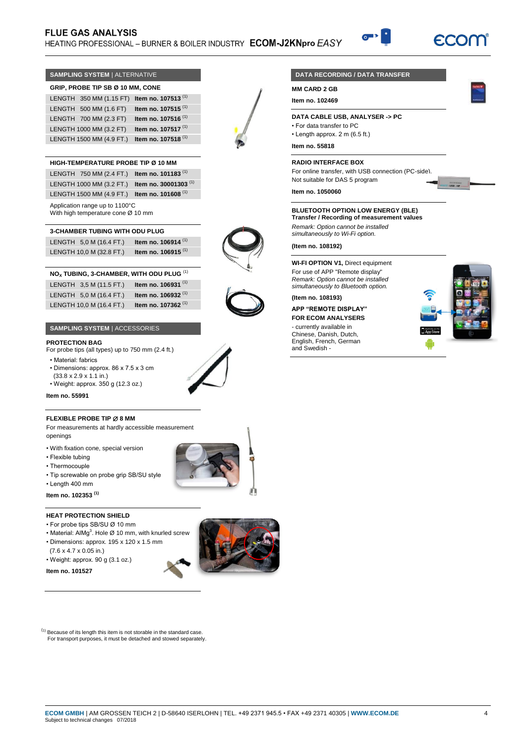## SAMPLING SYSTEM | ALTERNATIVE

### GRIP, PROBE TIP SB Ø 10 MM, CONE

| LENGTH | Item no. |
|---|---|
| LENGTH 350 MM (1.15 FT) | **Item no. 107513** [1] |
| LENGTH 500 MM (1.6 FT) | **Item no. 107515** [1] |
| LENGTH 700 MM (2.3 FT) | **Item no. 107516** [1] |
| LENGTH 1000 MM (3.2 FT) | **Item no. 107517** [1] |
| LENGTH 1500 MM (4.9 FT.) | **Item no. 107518** [1] |

### HIGH-TEMPERATURE PROBE TIP Ø 10 MM

| LENGTH | Item no. |
|---|---|
| LENGTH 750 MM (2.4 FT.) | **Item no. 101183** [1] |
| LENGTH 1000 MM (3.2 FT.) | **Item no. 30001303** [1] |
| LENGTH 1500 MM (4.9 FT.) | **Item no. 101608** [1] |

Application range up to 1100°C
With high temperature cone Ø 10 mm

### 3-CHAMBER TUBING WITH ODU PLUG

| LENGTH | Item no. |
|---|---|
| LENGTH 5,0 M (16.4 FT.) | **Item no. 106914** [1] |
| LENGTH 10,0 M (32.8 FT.) | **Item no. 106915** [1] |

### $NO_x$ TUBING, 3-CHAMBER, WITH ODU PLUG [1]

| LENGTH | Item no. |
|---|---|
| LENGTH 3,5 M (11.5 FT.) | **Item no. 106931** [1] |
| LENGTH 5,0 M (16.4 FT.) | **Item no. 106932** [1] |
| LENGTH 10,0 M (16.4 FT.) | **Item no. 107362** [1] |

## SAMPLING SYSTEM | ACCESSORIES

### PROTECTION BAG

For probe tips (all types) up to 750 mm (2.4 ft.)

- Material: fabrics
- Dimensions: approx. 86 x 7.5 x 3 cm (33.8 x 2.9 x 1.1 in.)
- Weight: approx. 350 g (12.3 oz.)

**Item no. 55991**

### FLEXIBLE PROBE TIP Ø 8 MM

For measurements at hardly accessible measurement openings

- With fixation cone, special version
- Flexible tubing
- Thermocouple
- Tip screwable on probe grip SB/SU style
- Length 400 mm

**Item no. 102353** [1]

### HEAT PROTECTION SHIELD

- For probe tips SB/SU Ø 10 mm
- Material: $AlMg^3$. Hole Ø 10 mm, with knurled screw
- Dimensions: approx. 195 x 120 x 1.5 mm (7.6 x 4.7 x 0.05 in.)
- Weight: approx. 90 g (3.1 oz.)

**Item no. 101527**

## DATA RECORDING / DATA TRANSFER

### MM CARD 2 GB

**Item no. 102469**

### DATA CABLE USB, ANALYSER -> PC

- For data transfer to PC
- Length approx. 2 m (6.5 ft.)

**Item no. 55818**

### RADIO INTERFACE BOX

For online transfer, with USB connection (PC-side).
Not suitable for DAS 5 program

**Item no. 1050060**

### BLUETOOTH OPTION LOW ENERGY (BLE)
**Transfer / Recording of measurement values**

*Remark: Option cannot be installed simultaneously to Wi-Fi option.*

**(Item no. 108192)**

### WI-FI OPTION V1, Direct equipment

For use of APP "Remote display"
*Remark: Option cannot be installed simultaneously to Bluetooth option.*

**(Item no. 108193)**

**APP "REMOTE DISPLAY" FOR ECOM ANALYSERS**

- currently available in Chinese, Danish, Dutch, English, French, German and Swedish -

[1] Because of its length this item is not storable in the standard case. For transport purposes, it must be detached and stowed separately.

**ECOM GMBH** | AM GROSSEN TEICH 2 | D-58640 ISERLOHN | TEL. +49 2371 945.5 • FAX +49 2371 40305 | **WWW.ECOM.DE**
Subject to technical changes 07/2018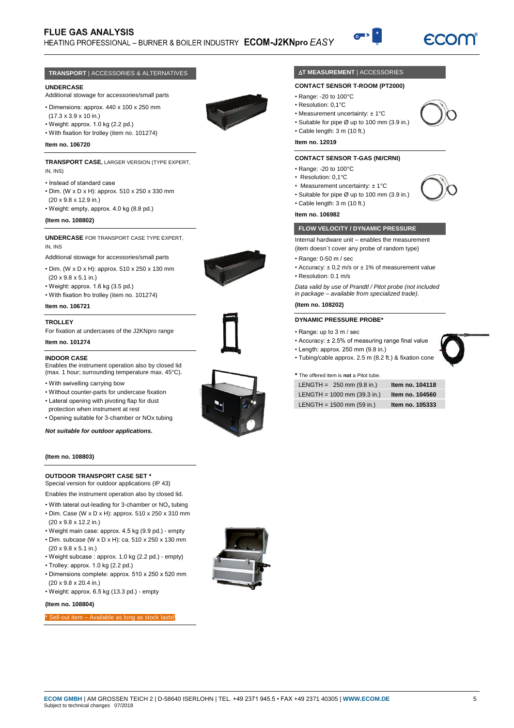# FLUE GAS ANALYSIS

HEATING PROFESSIONAL – BURNER & BOILER INDUSTRY **ECOM-J2KNpro** *EASY*

## TRANSPORT | ACCESSORIES & ALTERNATIVES

**UNDERCASE**

Additional stowage for accessories/small parts

- Dimensions: approx. 440 x 100 x 250 mm (17.3 x 3.9 x 10 in.)
- Weight: approx. 1.0 kg (2.2 pd.)
- With fixation for trolley (item no. 101274)

**Item no. 106720**

**TRANSPORT CASE,** LARGER VERSION (TYPE EXPERT, IN, INS)

- Instead of standard case
- Dim. (W x D x H): approx. 510 x 250 x 330 mm (20 x 9.8 x 12.9 in.)
- Weight: empty, approx. 4.0 kg (8.8 pd.)

**(Item no. 108802)**

**UNDERCASE** FOR TRANSPORT CASE TYPE EXPERT, IN, INS

Additional stowage for accessories/small parts

- Dim. (W x D x H): approx. 510 x 250 x 130 mm (20 x 9.8 x 5.1 in.)
- Weight: approx. 1.6 kg (3.5 pd.)
- With fixation fro trolley (item no. 101274)

**Item no. 106721**

**TROLLEY**

For fixation at undercases of the J2KNpro range

**Item no. 101274**

**INDOOR CASE**

Enables the instrument operation also by closed lid (max. 1 hour; surrounding temperature max. 45°C).

- With swivelling carrying bow
- Without counter-parts for undercase fixation
- Lateral opening with pivoting flap for dust protection when instrument at rest
- Opening suitable for 3-chamber or NOx tubing

***Not suitable for outdoor applications.***

**(Item no. 108803)**

**OUTDOOR TRANSPORT CASE SET ***

Special version for outdoor applications (IP 43)

Enables the instrument operation also by closed lid.

- With lateral out-leading for 3-chamber or $NO_x$ tubing
- Dim. Case (W x D x H): approx. 510 x 250 x 310 mm (20 x 9.8 x 12.2 in.)
- Weight main case: approx. 4.5 kg (9.9 pd.) - empty
- Dim. subcase (W x D x H): ca. 510 x 250 x 130 mm (20 x 9.8 x 5.1 in.)
- Weight subcase : approx. 1.0 kg (2.2 pd.) - empty)
- Trolley: approx. 1.0 kg (2.2 pd.)
- Dimensions complete: approx. 510 x 250 x 520 mm (20 x 9.8 x 20.4 in.)
- Weight: approx. 6.5 kg (13.3 pd.) - empty

**(Item no. 108804)**

* Sell-out item – Available as long as stock lasts!

## ΔT MEASUREMENT | ACCESSORIES

**CONTACT SENSOR T-ROOM (PT2000)**

- Range: -20 to 100°C
- Resolution: 0,1°C
- Measurement uncertainty: ± 1°C
- Suitable for pipe Ø up to 100 mm (3.9 in.)
- Cable length: 3 m (10 ft.)

**Item no. 12019**

**CONTACT SENSOR T-GAS (NI/CRNI)**

- Range: -20 to 100°C
- Resolution: 0,1°C
- Measurement uncertainty: ± 1°C
- Suitable for pipe Ø up to 100 mm (3.9 in.)
- Cable length: 3 m (10 ft.)

**Item no. 106982**

## FLOW VELOCITY / DYNAMIC PRESSURE

Internal hardware unit – enables the measurement (item doesn´t cover any probe of random type)

- Range: 0-50 m / sec
- Accuracy: ± 0,2 m/s or ± 1% of measurement value
- Resolution: 0.1 m/s

*Data valid by use of Prandtl / Pitot probe (not included in package – available from specialized trade).*

**(Item no. 108202)**

**DYNAMIC PRESSURE PROBE***

- Range: up to 3 m / sec
- Accuracy: ± 2.5% of measuring range final value
- Length: approx. 250 mm (9.8 in.)
- Tubing/cable approx. 2.5 m (8.2 ft.) & fixation cone

**\*** The offered item is **not** a Pitot tube.

| | |
|---|---|
| LENGTH = 250 mm (9.8 in.) | **Item no. 104118** |
| LENGTH = 1000 mm (39.3 in.) | **Item no. 104560** |
| LENGTH = 1500 mm (59 in.) | **Item no. 105333** |

**ECOM GMBH** | AM GROSSEN TEICH 2 | D-58640 ISERLOHN | TEL. +49 2371 945.5 • FAX +49 2371 40305 | **WWW.ECOM.DE**
Subject to technical changes 07/2018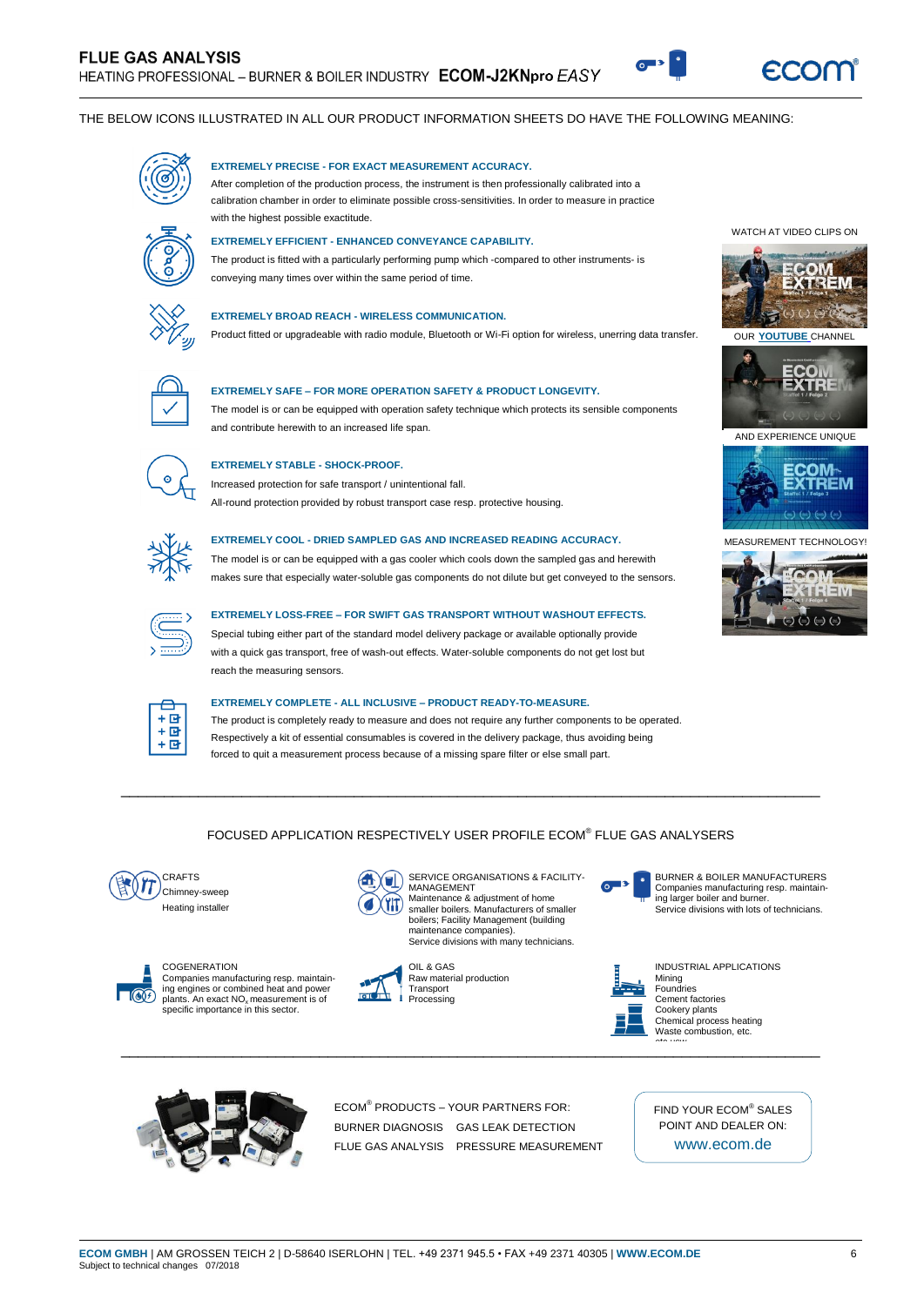# FLUE GAS ANALYSIS

HEATING PROFESSIONAL – BURNER & BOILER INDUSTRY **ECOM-J2KNpro** *EASY*

THE BELOW ICONS ILLUSTRATED IN ALL OUR PRODUCT INFORMATION SHEETS DO HAVE THE FOLLOWING MEANING:

**EXTREMELY PRECISE - FOR EXACT MEASUREMENT ACCURACY.**
After completion of the production process, the instrument is then professionally calibrated into a calibration chamber in order to eliminate possible cross-sensitivities. In order to measure in practice with the highest possible exactitude.

**EXTREMELY EFFICIENT - ENHANCED CONVEYANCE CAPABILITY.**
The product is fitted with a particularly performing pump which -compared to other instruments- is conveying many times over within the same period of time.

**EXTREMELY BROAD REACH - WIRELESS COMMUNICATION.**
Product fitted or upgradeable with radio module, Bluetooth or Wi-Fi option for wireless, unerring data transfer.

**EXTREMELY SAFE – FOR MORE OPERATION SAFETY & PRODUCT LONGEVITY.**
The model is or can be equipped with operation safety technique which protects its sensible components and contribute herewith to an increased life span.

**EXTREMELY STABLE - SHOCK-PROOF.**
Increased protection for safe transport / unintentional fall.
All-round protection provided by robust transport case resp. protective housing.

**EXTREMELY COOL - DRIED SAMPLED GAS AND INCREASED READING ACCURACY.**
The model is or can be equipped with a gas cooler which cools down the sampled gas and herewith makes sure that especially water-soluble gas components do not dilute but get conveyed to the sensors.

**EXTREMELY LOSS-FREE – FOR SWIFT GAS TRANSPORT WITHOUT WASHOUT EFFECTS.**
Special tubing either part of the standard model delivery package or available optionally provide with a quick gas transport, free of wash-out effects. Water-soluble components do not get lost but reach the measuring sensors.

**EXTREMELY COMPLETE - ALL INCLUSIVE – PRODUCT READY-TO-MEASURE.**
The product is completely ready to measure and does not require any further components to be operated. Respectively a kit of essential consumables is covered in the delivery package, thus avoiding being forced to quit a measurement process because of a missing spare filter or else small part.

WATCH AT VIDEO CLIPS ON OUR YOUTUBE CHANNEL AND EXPERIENCE UNIQUE MEASUREMENT TECHNOLOGY!

---

FOCUSED APPLICATION RESPECTIVELY USER PROFILE ECOM® FLUE GAS ANALYSERS

CRAFTS
Chimney-sweep
Heating installer

SERVICE ORGANISATIONS & FACILITY-MANAGEMENT
Maintenance & adjustment of home smaller boilers. Facility Management (building maintenance companies).
Service divisions with many technicians.

BURNER & BOILER MANUFACTURERS
Companies manufacturing resp. maintaining larger boiler and burner.
Service divisions with lots of technicians.

COGENERATION
Companies manufacturing resp. maintaining engines or combined heat and power plants. An exact $NO_x$ measurement is of specific importance in this sector.

OIL & GAS
Raw material production
Transport
Processing

INDUSTRIAL APPLICATIONS
Mining
Foundries
Cement factories
Cookery plants
Chemical process heating
Waste combustion, etc.

---

ECOM® PRODUCTS – YOUR PARTNERS FOR:
BURNER DIAGNOSIS GAS LEAK DETECTION
FLUE GAS ANALYSIS PRESSURE MEASUREMENT

FIND YOUR ECOM® SALES POINT AND DEALER ON:
www.ecom.de

**ECOM GMBH** | AM GROSSEN TEICH 2 | D-58640 ISERLOHN | TEL. +49 2371 945.5 • FAX +49 2371 40305 | **WWW.ECOM.DE**
Subject to technical changes 07/2018